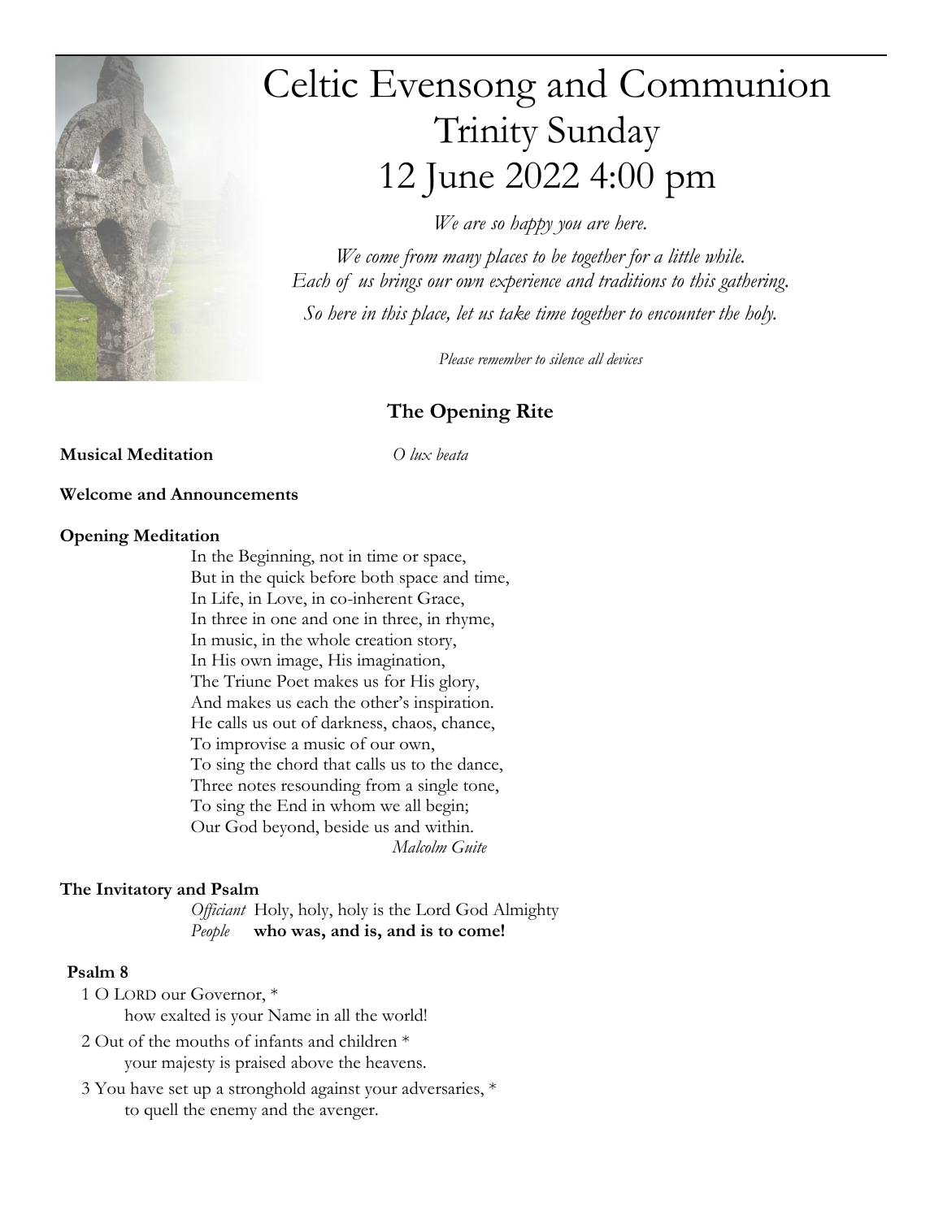# Celtic Evensong and Communion
## Trinity Sunday
## 12 June 2022 4:00 pm

*We are so happy you are here.*

*We come from many places to be together for a little while.*
*Each of us brings our own experience and traditions to this gathering.*

*So here in this place, let us take time together to encounter the holy.*

*Please remember to silence all devices*

### The Opening Rite

**Musical Meditation** *O lux beata*

**Welcome and Announcements**

**Opening Meditation**

In the Beginning, not in time or space,
But in the quick before both space and time,
In Life, in Love, in co-inherent Grace,
In three in one and one in three, in rhyme,
In music, in the whole creation story,
In His own image, His imagination,
The Triune Poet makes us for His glory,
And makes us each the other's inspiration.
He calls us out of darkness, chaos, chance,
To improvise a music of our own,
To sing the chord that calls us to the dance,
Three notes resounding from a single tone,
To sing the End in whom we all begin;
Our God beyond, beside us and within.

*Malcolm Guite*

**The Invitatory and Psalm**

*Officiant* Holy, holy, holy is the Lord God Almighty
*People* **who was, and is, and is to come!**

**Psalm 8**

1 O LORD our Governor, *
how exalted is your Name in all the world!

2 Out of the mouths of infants and children *
your majesty is praised above the heavens.

3 You have set up a stronghold against your adversaries, *
to quell the enemy and the avenger.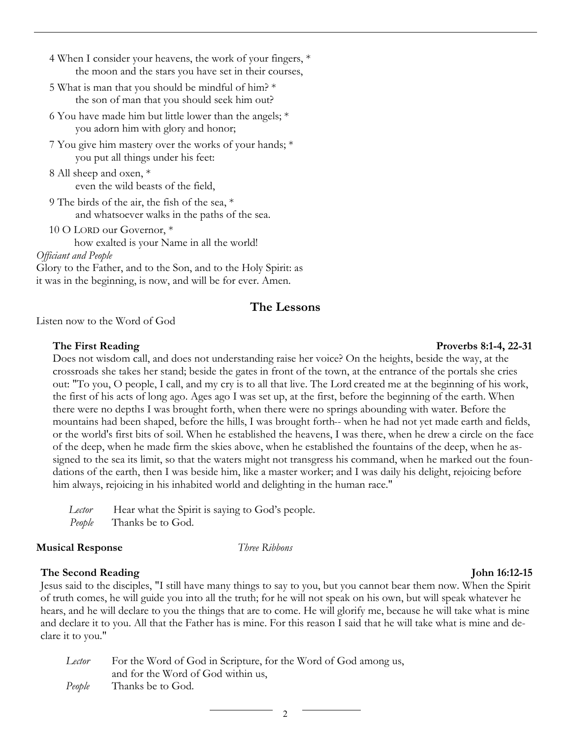4 When I consider your heavens, the work of your fingers, *
    the moon and the stars you have set in their courses,

5 What is man that you should be mindful of him? *
    the son of man that you should seek him out?

6 You have made him but little lower than the angels; *
    you adorn him with glory and honor;

7 You give him mastery over the works of your hands; *
    you put all things under his feet:

8 All sheep and oxen, *
    even the wild beasts of the field,

9 The birds of the air, the fish of the sea, *
    and whatsoever walks in the paths of the sea.

10 O LORD our Governor, *
    how exalted is your Name in all the world!

*Officiant and People*
Glory to the Father, and to the Son, and to the Holy Spirit: as it was in the beginning, is now, and will be for ever. Amen.

## The Lessons

Listen now to the Word of God

**The First Reading** **Proverbs 8:1-4, 22-31**

Does not wisdom call, and does not understanding raise her voice? On the heights, beside the way, at the crossroads she takes her stand; beside the gates in front of the town, at the entrance of the portals she cries out: "To you, O people, I call, and my cry is to all that live. The Lord created me at the beginning of his work, the first of his acts of long ago. Ages ago I was set up, at the first, before the beginning of the earth. When there were no depths I was brought forth, when there were no springs abounding with water. Before the mountains had been shaped, before the hills, I was brought forth-- when he had not yet made earth and fields, or the world's first bits of soil. When he established the heavens, I was there, when he drew a circle on the face of the deep, when he made firm the skies above, when he established the fountains of the deep, when he assigned to the sea its limit, so that the waters might not transgress his command, when he marked out the foundations of the earth, then I was beside him, like a master worker; and I was daily his delight, rejoicing before him always, rejoicing in his inhabited world and delighting in the human race."

*Lector* Hear what the Spirit is saying to God's people.
*People* Thanks be to God.

**Musical Response** *Three Ribbons*

**The Second Reading** **John 16:12-15**

Jesus said to the disciples, "I still have many things to say to you, but you cannot bear them now. When the Spirit of truth comes, he will guide you into all the truth; for he will not speak on his own, but will speak whatever he hears, and he will declare to you the things that are to come. He will glorify me, because he will take what is mine and declare it to you. All that the Father has is mine. For this reason I said that he will take what is mine and declare it to you."

*Lector* For the Word of God in Scripture, for the Word of God among us, and for the Word of God within us,
*People* Thanks be to God.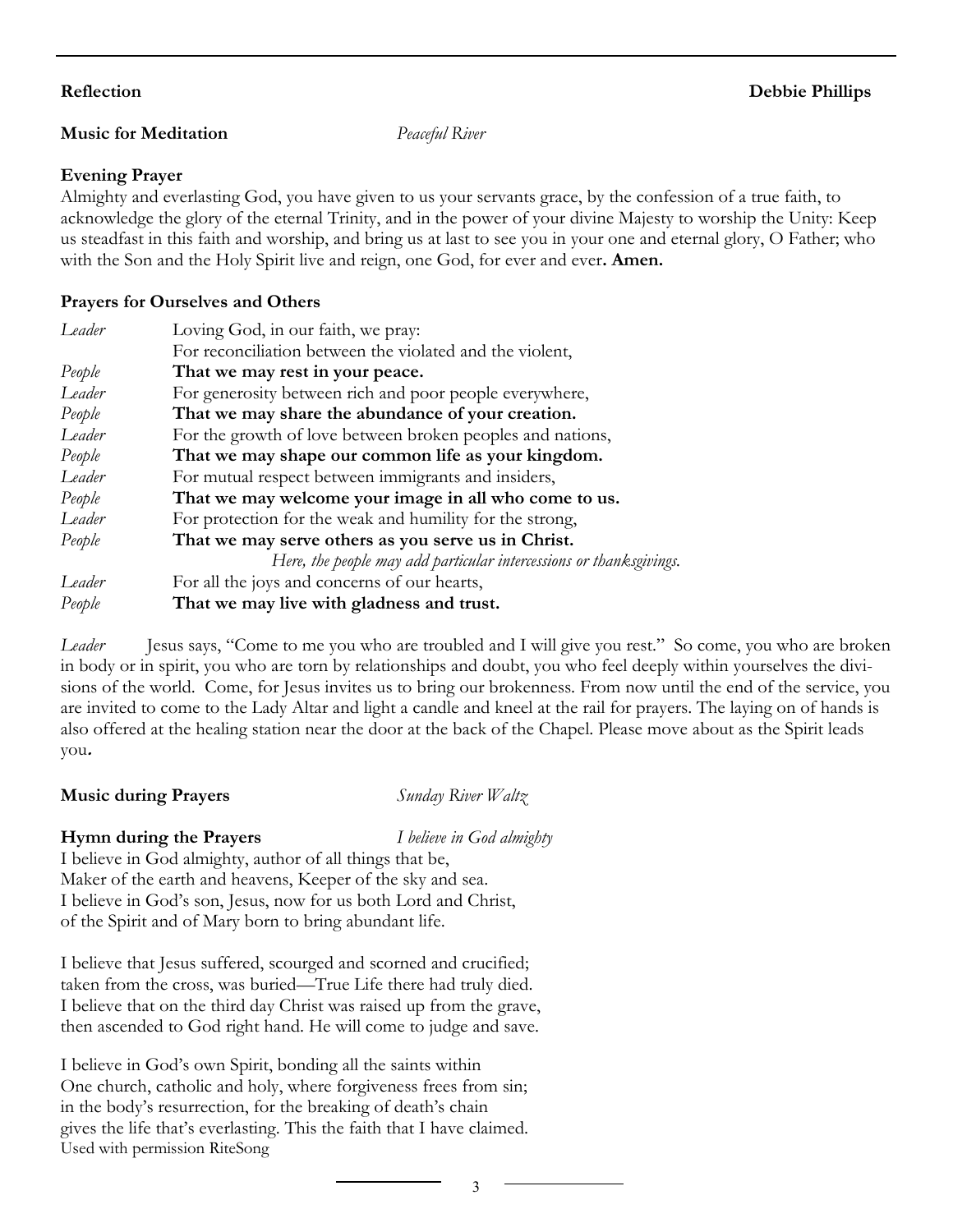**Reflection** **Debbie Phillips**

**Music for Meditation** *Peaceful River*

**Evening Prayer**

Almighty and everlasting God, you have given to us your servants grace, by the confession of a true faith, to acknowledge the glory of the eternal Trinity, and in the power of your divine Majesty to worship the Unity: Keep us steadfast in this faith and worship, and bring us at last to see you in your one and eternal glory, O Father; who with the Son and the Holy Spirit live and reign, one God, for ever and ever**. Amen.**

**Prayers for Ourselves and Others**

*Leader* Loving God, in our faith, we pray:
For reconciliation between the violated and the violent,
*People* **That we may rest in your peace.**
*Leader* For generosity between rich and poor people everywhere,
*People* **That we may share the abundance of your creation.**
*Leader* For the growth of love between broken peoples and nations,
*People* **That we may shape our common life as your kingdom.**
*Leader* For mutual respect between immigrants and insiders,
*People* **That we may welcome your image in all who come to us.**
*Leader* For protection for the weak and humility for the strong,
*People* **That we may serve others as you serve us in Christ.**
*Here, the people may add particular intercessions or thanksgivings.*
*Leader* For all the joys and concerns of our hearts,
*People* **That we may live with gladness and trust.**

*Leader* Jesus says, "Come to me you who are troubled and I will give you rest." So come, you who are broken in body or in spirit, you who are torn by relationships and doubt, you who feel deeply within yourselves the divisions of the world. Come, for Jesus invites us to bring our brokenness. From now until the end of the service, you are invited to come to the Lady Altar and light a candle and kneel at the rail for prayers. The laying on of hands is also offered at the healing station near the door at the back of the Chapel. Please move about as the Spirit leads you.

**Music during Prayers** *Sunday River Waltz*

**Hymn during the Prayers** *I believe in God almighty*

I believe in God almighty, author of all things that be,
Maker of the earth and heavens, Keeper of the sky and sea.
I believe in God's son, Jesus, now for us both Lord and Christ,
of the Spirit and of Mary born to bring abundant life.

I believe that Jesus suffered, scourged and scorned and crucified;
taken from the cross, was buried—True Life there had truly died.
I believe that on the third day Christ was raised up from the grave,
then ascended to God right hand. He will come to judge and save.

I believe in God's own Spirit, bonding all the saints within
One church, catholic and holy, where forgiveness frees from sin;
in the body's resurrection, for the breaking of death's chain
gives the life that's everlasting. This the faith that I have claimed.

Used with permission RiteSong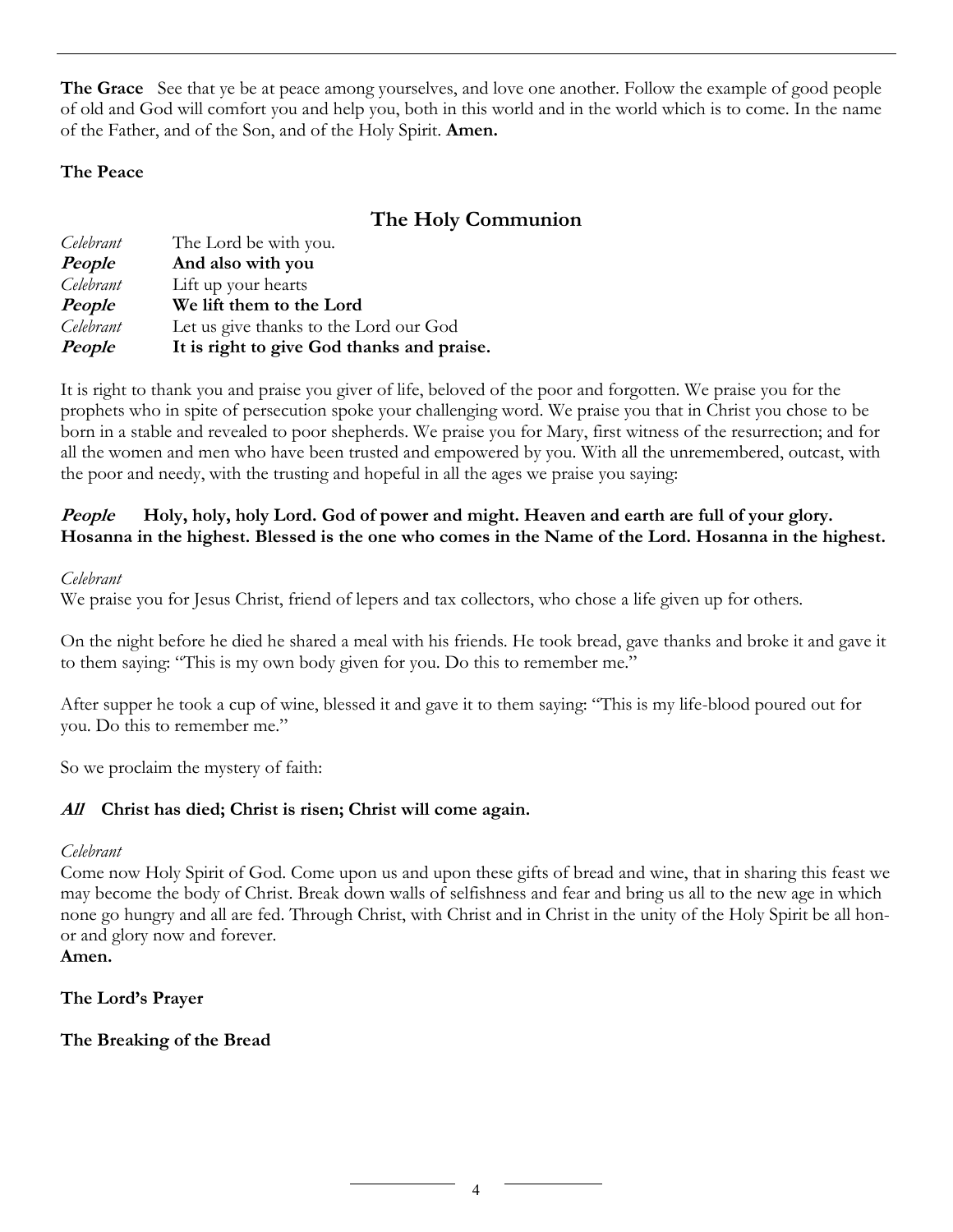**The Grace** See that ye be at peace among yourselves, and love one another. Follow the example of good people of old and God will comfort you and help you, both in this world and in the world which is to come. In the name of the Father, and of the Son, and of the Holy Spirit. **Amen.**

**The Peace**

## The Holy Communion

*Celebrant* The Lord be with you.
***People*** **And also with you**
*Celebrant* Lift up your hearts
***People*** **We lift them to the Lord**
*Celebrant* Let us give thanks to the Lord our God
***People*** **It is right to give God thanks and praise.**

It is right to thank you and praise you giver of life, beloved of the poor and forgotten. We praise you for the prophets who in spite of persecution spoke your challenging word. We praise you that in Christ you chose to be born in a stable and revealed to poor shepherds. We praise you for Mary, first witness of the resurrection; and for all the women and men who have been trusted and empowered by you. With all the unremembered, outcast, with the poor and needy, with the trusting and hopeful in all the ages we praise you saying:

***People*** **Holy, holy, holy Lord. God of power and might. Heaven and earth are full of your glory. Hosanna in the highest. Blessed is the one who comes in the Name of the Lord. Hosanna in the highest.**

*Celebrant*
We praise you for Jesus Christ, friend of lepers and tax collectors, who chose a life given up for others.

On the night before he died he shared a meal with his friends. He took bread, gave thanks and broke it and gave it to them saying: "This is my own body given for you. Do this to remember me."

After supper he took a cup of wine, blessed it and gave it to them saying: "This is my life-blood poured out for you. Do this to remember me."

So we proclaim the mystery of faith:

***All*** **Christ has died; Christ is risen; Christ will come again.**

*Celebrant*
Come now Holy Spirit of God. Come upon us and upon these gifts of bread and wine, that in sharing this feast we may become the body of Christ. Break down walls of selfishness and fear and bring us all to the new age in which none go hungry and all are fed. Through Christ, with Christ and in Christ in the unity of the Holy Spirit be all honor and glory now and forever.
**Amen.**

**The Lord's Prayer**

**The Breaking of the Bread**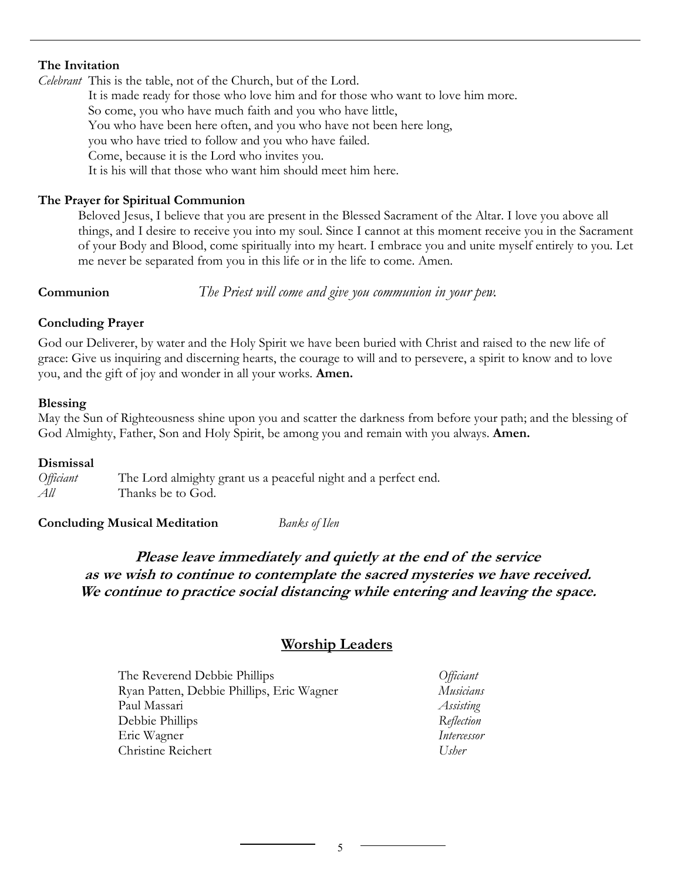**The Invitation**

*Celebrant* This is the table, not of the Church, but of the Lord.
It is made ready for those who love him and for those who want to love him more.
So come, you who have much faith and you who have little,
You who have been here often, and you who have not been here long,
you who have tried to follow and you who have failed.
Come, because it is the Lord who invites you.
It is his will that those who want him should meet him here.

**The Prayer for Spiritual Communion**

Beloved Jesus, I believe that you are present in the Blessed Sacrament of the Altar. I love you above all things, and I desire to receive you into my soul. Since I cannot at this moment receive you in the Sacrament of your Body and Blood, come spiritually into my heart. I embrace you and unite myself entirely to you. Let me never be separated from you in this life or in the life to come. Amen.

**Communion** *The Priest will come and give you communion in your pew.*

**Concluding Prayer**

God our Deliverer, by water and the Holy Spirit we have been buried with Christ and raised to the new life of grace: Give us inquiring and discerning hearts, the courage to will and to persevere, a spirit to know and to love you, and the gift of joy and wonder in all your works. **Amen.**

**Blessing**

May the Sun of Righteousness shine upon you and scatter the darkness from before your path; and the blessing of God Almighty, Father, Son and Holy Spirit, be among you and remain with you always. **Amen.**

**Dismissal**

*Officiant* The Lord almighty grant us a peaceful night and a perfect end.
*All* Thanks be to God.

**Concluding Musical Meditation** *Banks of Ilen*

***Please leave immediately and quietly at the end of the service as we wish to continue to contemplate the sacred mysteries we have received. We continue to practice social distancing while entering and leaving the space.***

## Worship Leaders

| | |
|---|---|
| The Reverend Debbie Phillips | *Officiant* |
| Ryan Patten, Debbie Phillips, Eric Wagner | *Musicians* |
| Paul Massari | *Assisting* |
| Debbie Phillips | *Reflection* |
| Eric Wagner | *Intercessor* |
| Christine Reichert | *Usher* |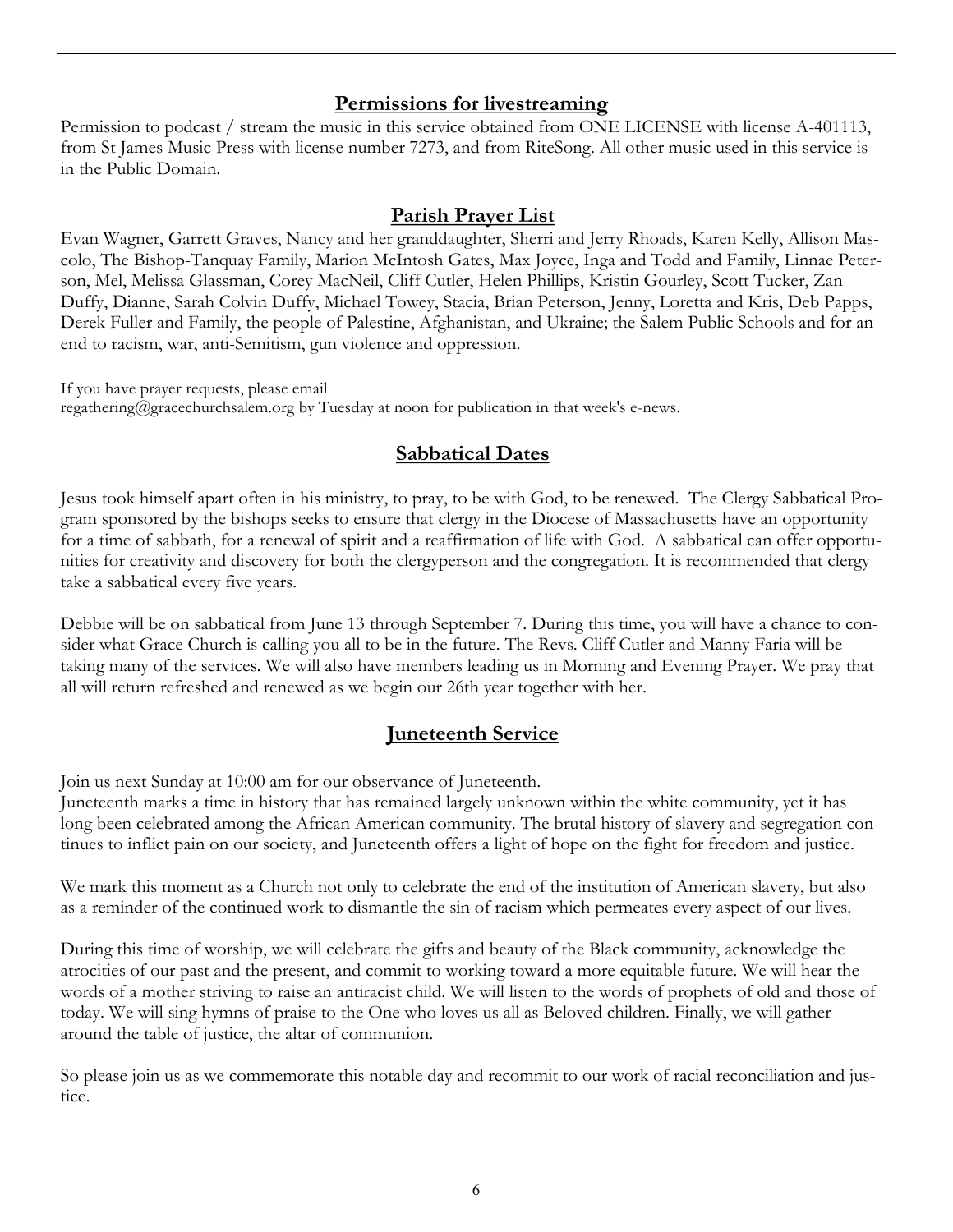## Permissions for livestreaming

Permission to podcast / stream the music in this service obtained from ONE LICENSE with license A-401113, from St James Music Press with license number 7273, and from RiteSong. All other music used in this service is in the Public Domain.

## Parish Prayer List

Evan Wagner, Garrett Graves, Nancy and her granddaughter, Sherri and Jerry Rhoads, Karen Kelly, Allison Mascolo, The Bishop-Tanquay Family, Marion McIntosh Gates, Max Joyce, Inga and Todd and Family, Linnae Peterson, Mel, Melissa Glassman, Corey MacNeil, Cliff Cutler, Helen Phillips, Kristin Gourley, Scott Tucker, Zan Duffy, Dianne, Sarah Colvin Duffy, Michael Towey, Stacia, Brian Peterson, Jenny, Loretta and Kris, Deb Papps, Derek Fuller and Family, the people of Palestine, Afghanistan, and Ukraine; the Salem Public Schools and for an end to racism, war, anti-Semitism, gun violence and oppression.

If you have prayer requests, please email regathering@gracechurchsalem.org by Tuesday at noon for publication in that week's e-news.

## Sabbatical Dates

Jesus took himself apart often in his ministry, to pray, to be with God, to be renewed. The Clergy Sabbatical Program sponsored by the bishops seeks to ensure that clergy in the Diocese of Massachusetts have an opportunity for a time of sabbath, for a renewal of spirit and a reaffirmation of life with God. A sabbatical can offer opportunities for creativity and discovery for both the clergyperson and the congregation. It is recommended that clergy take a sabbatical every five years.

Debbie will be on sabbatical from June 13 through September 7. During this time, you will have a chance to consider what Grace Church is calling you all to be in the future. The Revs. Cliff Cutler and Manny Faria will be taking many of the services. We will also have members leading us in Morning and Evening Prayer. We pray that all will return refreshed and renewed as we begin our 26th year together with her.

## Juneteenth Service

Join us next Sunday at 10:00 am for our observance of Juneteenth.
Juneteenth marks a time in history that has remained largely unknown within the white community, yet it has long been celebrated among the African American community. The brutal history of slavery and segregation continues to inflict pain on our society, and Juneteenth offers a light of hope on the fight for freedom and justice.

We mark this moment as a Church not only to celebrate the end of the institution of American slavery, but also as a reminder of the continued work to dismantle the sin of racism which permeates every aspect of our lives.

During this time of worship, we will celebrate the gifts and beauty of the Black community, acknowledge the atrocities of our past and the present, and commit to working toward a more equitable future. We will hear the words of a mother striving to raise an antiracist child. We will listen to the words of prophets of old and those of today. We will sing hymns of praise to the One who loves us all as Beloved children. Finally, we will gather around the table of justice, the altar of communion.

So please join us as we commemorate this notable day and recommit to our work of racial reconciliation and justice.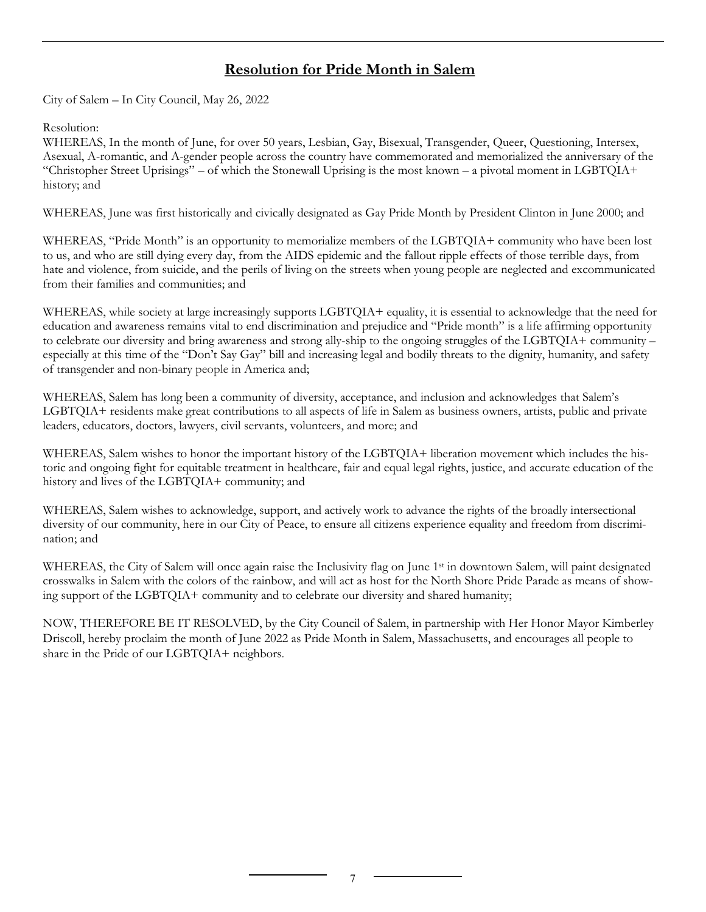# Resolution for Pride Month in Salem

City of Salem – In City Council, May 26, 2022

Resolution:
WHEREAS, In the month of June, for over 50 years, Lesbian, Gay, Bisexual, Transgender, Queer, Questioning, Intersex, Asexual, A-romantic, and A-gender people across the country have commemorated and memorialized the anniversary of the "Christopher Street Uprisings" – of which the Stonewall Uprising is the most known – a pivotal moment in LGBTQIA+ history; and

WHEREAS, June was first historically and civically designated as Gay Pride Month by President Clinton in June 2000; and

WHEREAS, "Pride Month" is an opportunity to memorialize members of the LGBTQIA+ community who have been lost to us, and who are still dying every day, from the AIDS epidemic and the fallout ripple effects of those terrible days, from hate and violence, from suicide, and the perils of living on the streets when young people are neglected and excommunicated from their families and communities; and

WHEREAS, while society at large increasingly supports LGBTQIA+ equality, it is essential to acknowledge that the need for education and awareness remains vital to end discrimination and prejudice and "Pride month" is a life affirming opportunity to celebrate our diversity and bring awareness and strong ally-ship to the ongoing struggles of the LGBTQIA+ community – especially at this time of the "Don't Say Gay" bill and increasing legal and bodily threats to the dignity, humanity, and safety of transgender and non-binary people in America and;

WHEREAS, Salem has long been a community of diversity, acceptance, and inclusion and acknowledges that Salem's LGBTQIA+ residents make great contributions to all aspects of life in Salem as business owners, artists, public and private leaders, educators, doctors, lawyers, civil servants, volunteers, and more; and

WHEREAS, Salem wishes to honor the important history of the LGBTQIA+ liberation movement which includes the historic and ongoing fight for equitable treatment in healthcare, fair and equal legal rights, justice, and accurate education of the history and lives of the LGBTQIA+ community; and

WHEREAS, Salem wishes to acknowledge, support, and actively work to advance the rights of the broadly intersectional diversity of our community, here in our City of Peace, to ensure all citizens experience equality and freedom from discrimination; and

WHEREAS, the City of Salem will once again raise the Inclusivity flag on June 1st in downtown Salem, will paint designated crosswalks in Salem with the colors of the rainbow, and will act as host for the North Shore Pride Parade as means of showing support of the LGBTQIA+ community and to celebrate our diversity and shared humanity;

NOW, THEREFORE BE IT RESOLVED, by the City Council of Salem, in partnership with Her Honor Mayor Kimberley Driscoll, hereby proclaim the month of June 2022 as Pride Month in Salem, Massachusetts, and encourages all people to share in the Pride of our LGBTQIA+ neighbors.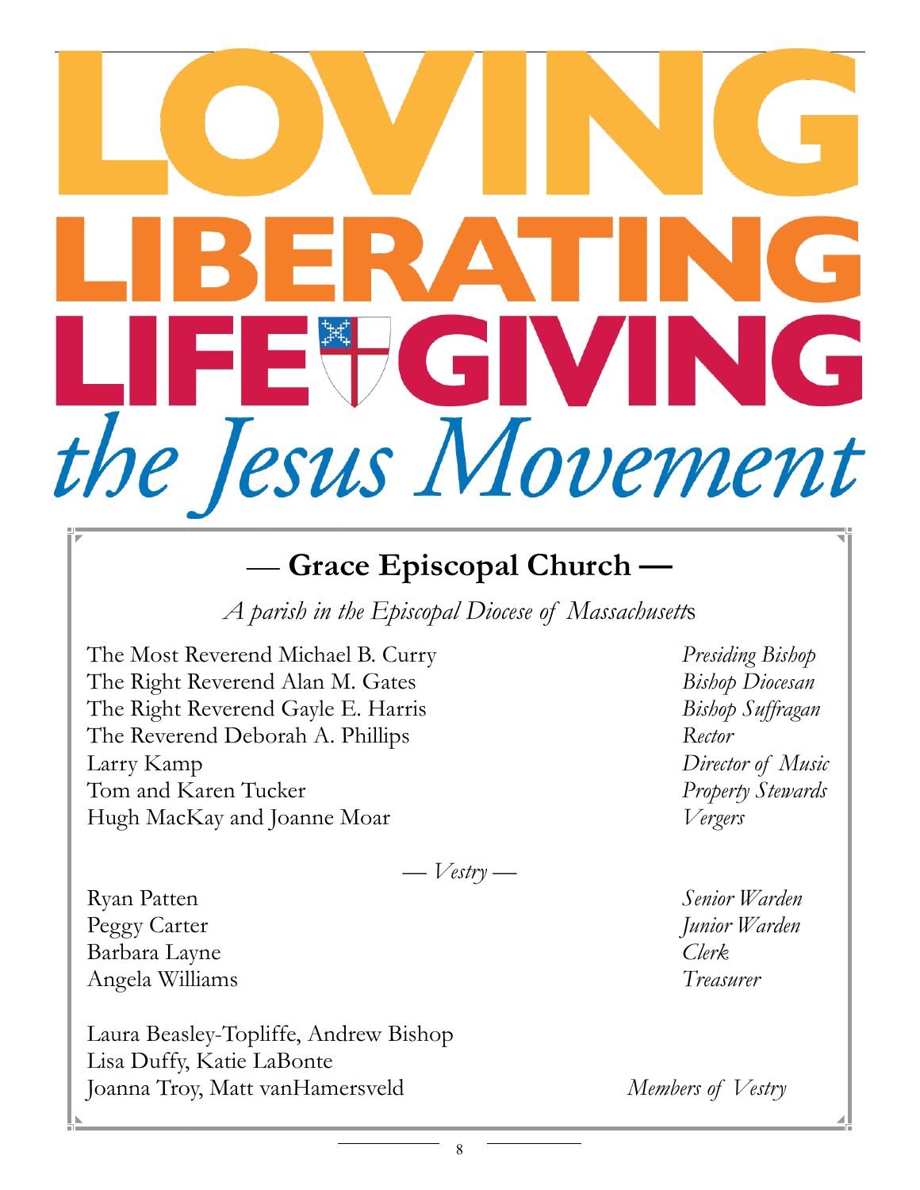# LOVING LIBERATING LIFE-GIVING

*the Jesus Movement*

## — Grace Episcopal Church —

*A parish in the Episcopal Diocese of Massachusetts*

| | |
|---|---|
| The Most Reverend Michael B. Curry | *Presiding Bishop* |
| The Right Reverend Alan M. Gates | *Bishop Diocesan* |
| The Right Reverend Gayle E. Harris | *Bishop Suffragan* |
| The Reverend Deborah A. Phillips | *Rector* |
| Larry Kamp | *Director of Music* |
| Tom and Karen Tucker | *Property Stewards* |
| Hugh MacKay and Joanne Moar | *Vergers* |

*— Vestry —*

| | |
|---|---|
| Ryan Patten | *Senior Warden* |
| Peggy Carter | *Junior Warden* |
| Barbara Layne | *Clerk* |
| Angela Williams | *Treasurer* |

Laura Beasley-Topliffe, Andrew Bishop
Lisa Duffy, Katie LaBonte
Joanna Troy, Matt vanHamersveld — *Members of Vestry*